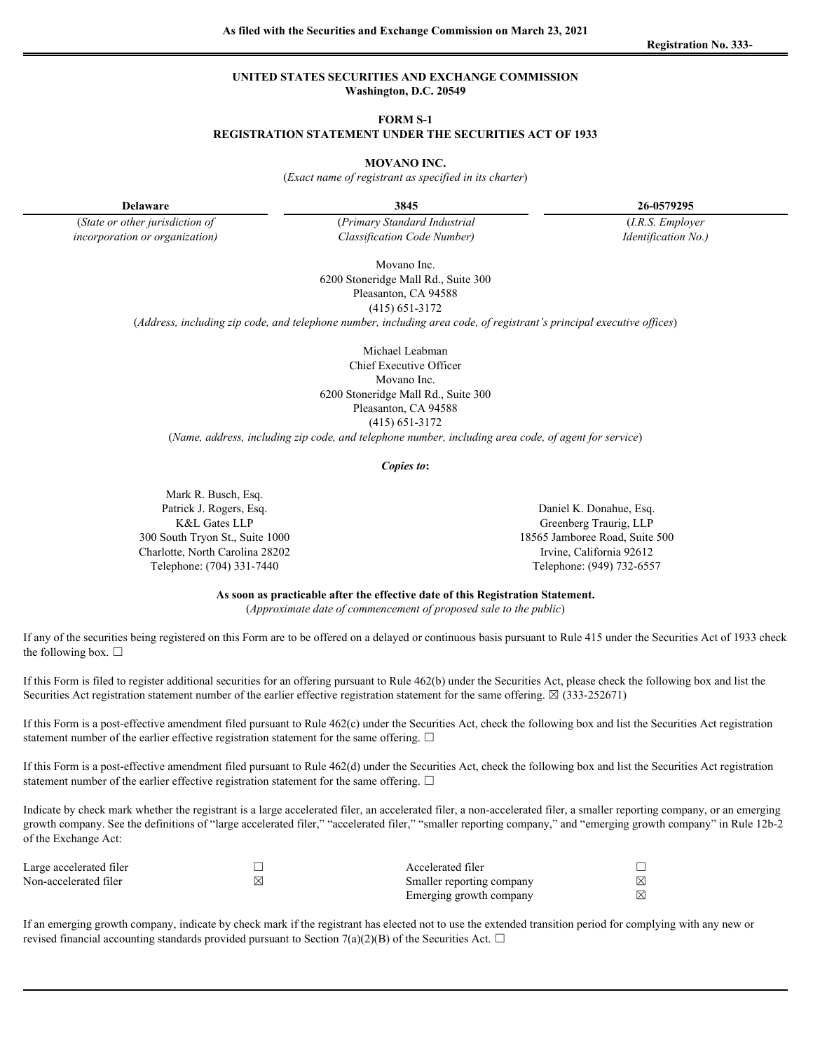As filed with the Securities and Exchange Commission on March 23, 2021

Registration No. 333-

**UNITED STATES SECURITIES AND EXCHANGE COMMISSION**
**Washington, D.C. 20549**

**FORM S-1**
**REGISTRATION STATEMENT UNDER THE SECURITIES ACT OF 1933**

**MOVANO INC.**
(*Exact name of registrant as specified in its charter*)

| **Delaware** | **3845** | **26-0579295** |
|---|---|---|
| (*State or other jurisdiction of incorporation or organization)* | (*Primary Standard Industrial Classification Code Number)* | (*I.R.S. Employer Identification No.)* |

Movano Inc.
6200 Stoneridge Mall Rd., Suite 300
Pleasanton, CA 94588
(415) 651-3172
(*Address, including zip code, and telephone number, including area code, of registrant's principal executive offices*)

Michael Leabman
Chief Executive Officer
Movano Inc.
6200 Stoneridge Mall Rd., Suite 300
Pleasanton, CA 94588
(415) 651-3172
(*Name, address, including zip code, and telephone number, including area code, of agent for service*)

***Copies to*:**

Mark R. Busch, Esq.
Patrick J. Rogers, Esq.
K&L Gates LLP
300 South Tryon St., Suite 1000
Charlotte, North Carolina 28202
Telephone: (704) 331-7440

Daniel K. Donahue, Esq.
Greenberg Traurig, LLP
18565 Jamboree Road, Suite 500
Irvine, California 92612
Telephone: (949) 732-6557

**As soon as practicable after the effective date of this Registration Statement.**
(*Approximate date of commencement of proposed sale to the public*)

If any of the securities being registered on this Form are to be offered on a delayed or continuous basis pursuant to Rule 415 under the Securities Act of 1933 check the following box. ☐

If this Form is filed to register additional securities for an offering pursuant to Rule 462(b) under the Securities Act, please check the following box and list the Securities Act registration statement number of the earlier effective registration statement for the same offering. ☒ (333-252671)

If this Form is a post-effective amendment filed pursuant to Rule 462(c) under the Securities Act, check the following box and list the Securities Act registration statement number of the earlier effective registration statement for the same offering. ☐

If this Form is a post-effective amendment filed pursuant to Rule 462(d) under the Securities Act, check the following box and list the Securities Act registration statement number of the earlier effective registration statement for the same offering. ☐

Indicate by check mark whether the registrant is a large accelerated filer, an accelerated filer, a non-accelerated filer, a smaller reporting company, or an emerging growth company. See the definitions of "large accelerated filer," "accelerated filer," "smaller reporting company," and "emerging growth company" in Rule 12b-2 of the Exchange Act:

| | | | |
|---|---|---|---|
| Large accelerated filer | ☐ | Accelerated filer | ☐ |
| Non-accelerated filer | ☒ | Smaller reporting company | ☒ |
| | | Emerging growth company | ☒ |

If an emerging growth company, indicate by check mark if the registrant has elected not to use the extended transition period for complying with any new or revised financial accounting standards provided pursuant to Section 7(a)(2)(B) of the Securities Act. ☐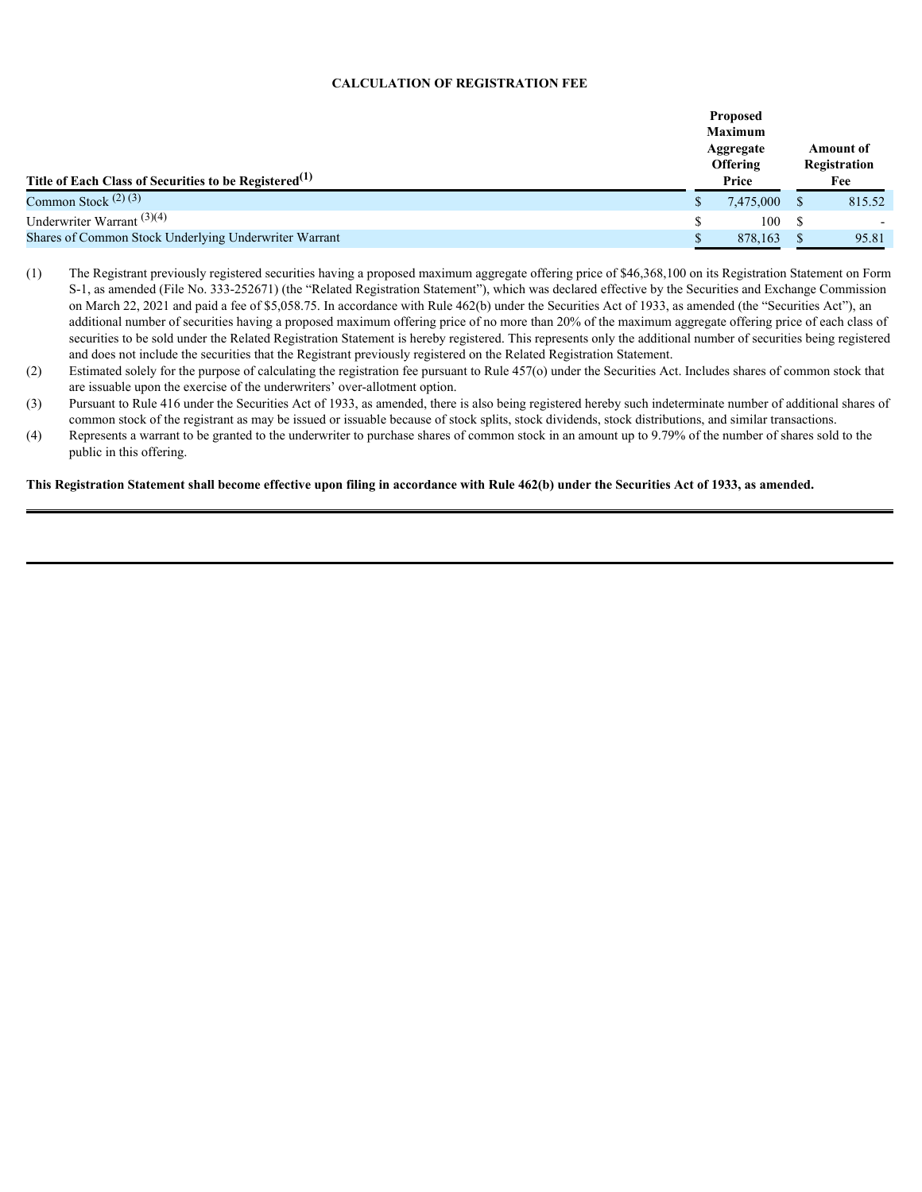**CALCULATION OF REGISTRATION FEE**

| Title of Each Class of Securities to be Registered[(1)] | Proposed Maximum Aggregate Offering Price | Amount of Registration Fee |
|---|---|---|
| Common Stock [(2)] [(3)] | $ 7,475,000 | $ 815.52 |
| Underwriter Warrant [(3)(4)] | $ 100 | $ - |
| Shares of Common Stock Underlying Underwriter Warrant | $ 878,163 | $ 95.81 |

(1) The Registrant previously registered securities having a proposed maximum aggregate offering price of $46,368,100 on its Registration Statement on Form S-1, as amended (File No. 333-252671) (the "Related Registration Statement"), which was declared effective by the Securities and Exchange Commission on March 22, 2021 and paid a fee of $5,058.75. In accordance with Rule 462(b) under the Securities Act of 1933, as amended (the "Securities Act"), an additional number of securities having a proposed maximum offering price of no more than 20% of the maximum aggregate offering price of each class of securities to be sold under the Related Registration Statement is hereby registered. This represents only the additional number of securities being registered and does not include the securities that the Registrant previously registered on the Related Registration Statement.

(2) Estimated solely for the purpose of calculating the registration fee pursuant to Rule 457(o) under the Securities Act. Includes shares of common stock that are issuable upon the exercise of the underwriters' over-allotment option.

(3) Pursuant to Rule 416 under the Securities Act of 1933, as amended, there is also being registered hereby such indeterminate number of additional shares of common stock of the registrant as may be issued or issuable because of stock splits, stock dividends, stock distributions, and similar transactions.

(4) Represents a warrant to be granted to the underwriter to purchase shares of common stock in an amount up to 9.79% of the number of shares sold to the public in this offering.

**This Registration Statement shall become effective upon filing in accordance with Rule 462(b) under the Securities Act of 1933, as amended.**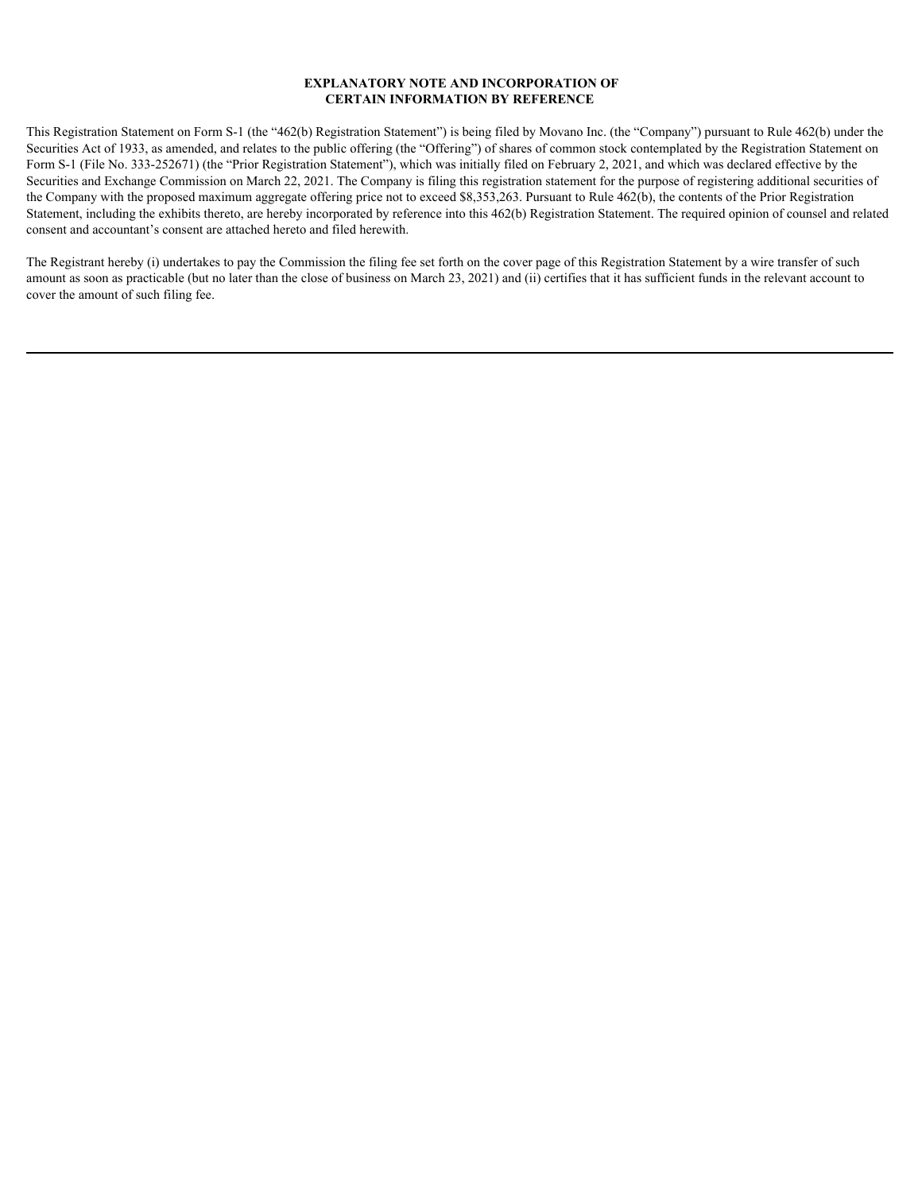## EXPLANATORY NOTE AND INCORPORATION OF CERTAIN INFORMATION BY REFERENCE

This Registration Statement on Form S-1 (the "462(b) Registration Statement") is being filed by Movano Inc. (the "Company") pursuant to Rule 462(b) under the Securities Act of 1933, as amended, and relates to the public offering (the "Offering") of shares of common stock contemplated by the Registration Statement on Form S-1 (File No. 333-252671) (the "Prior Registration Statement"), which was initially filed on February 2, 2021, and which was declared effective by the Securities and Exchange Commission on March 22, 2021. The Company is filing this registration statement for the purpose of registering additional securities of the Company with the proposed maximum aggregate offering price not to exceed $8,353,263. Pursuant to Rule 462(b), the contents of the Prior Registration Statement, including the exhibits thereto, are hereby incorporated by reference into this 462(b) Registration Statement. The required opinion of counsel and related consent and accountant's consent are attached hereto and filed herewith.

The Registrant hereby (i) undertakes to pay the Commission the filing fee set forth on the cover page of this Registration Statement by a wire transfer of such amount as soon as practicable (but no later than the close of business on March 23, 2021) and (ii) certifies that it has sufficient funds in the relevant account to cover the amount of such filing fee.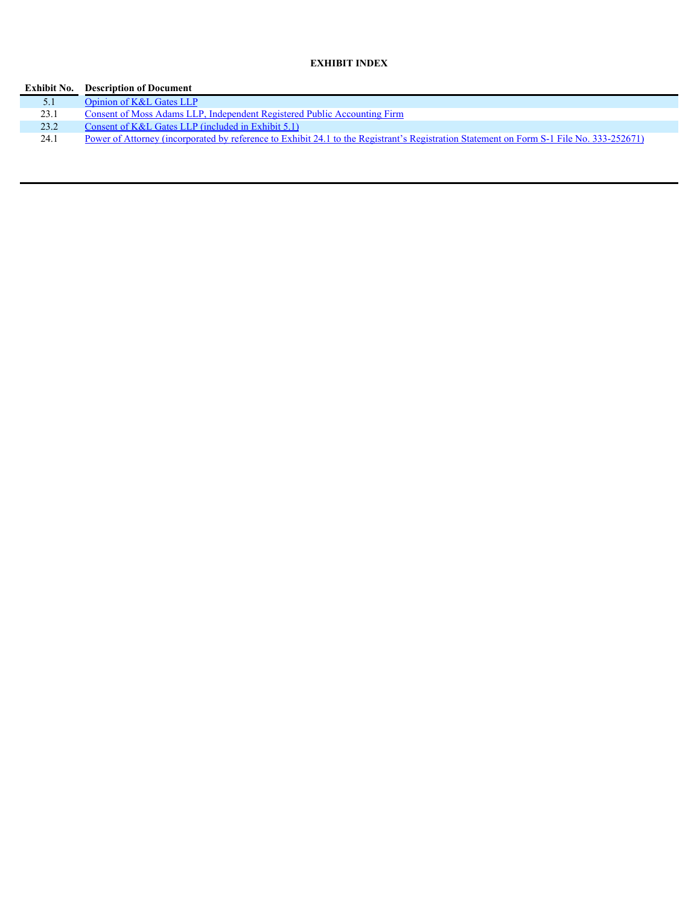**EXHIBIT INDEX**

| Exhibit No. | Description of Document |
|---|---|
| 5.1 | Opinion of K&L Gates LLP |
| 23.1 | Consent of Moss Adams LLP, Independent Registered Public Accounting Firm |
| 23.2 | Consent of K&L Gates LLP (included in Exhibit 5.1) |
| 24.1 | Power of Attorney (incorporated by reference to Exhibit 24.1 to the Registrant's Registration Statement on Form S-1 File No. 333-252671) |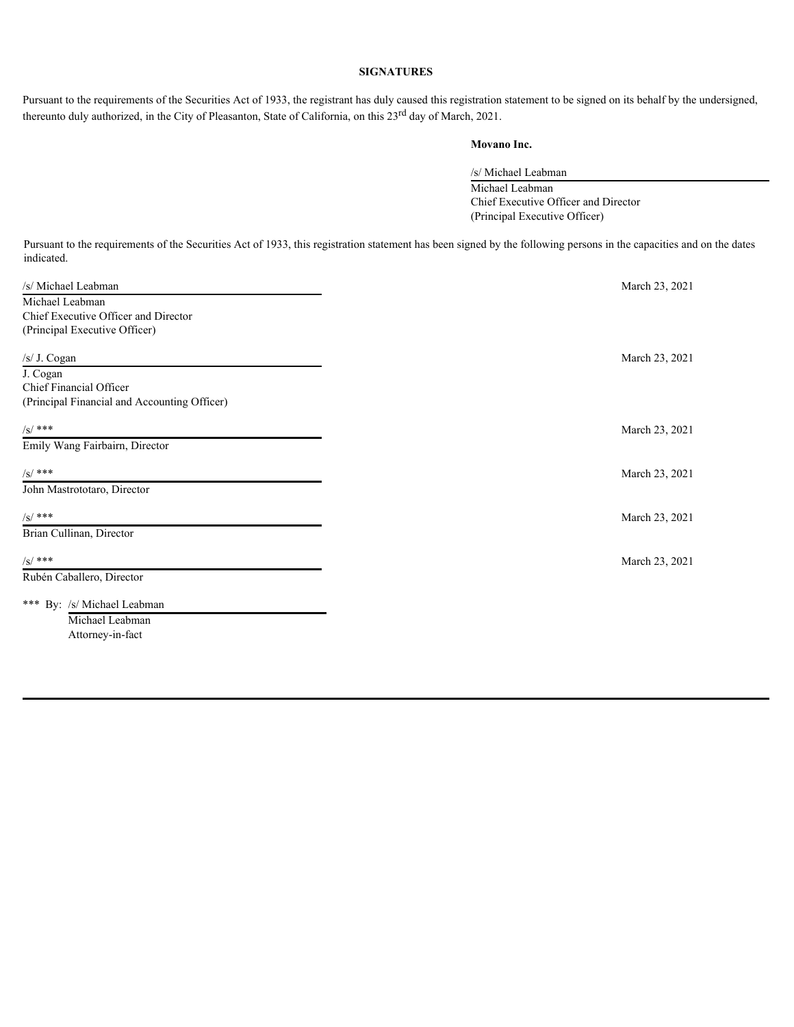## SIGNATURES

Pursuant to the requirements of the Securities Act of 1933, the registrant has duly caused this registration statement to be signed on its behalf by the undersigned, thereunto duly authorized, in the City of Pleasanton, State of California, on this 23rd day of March, 2021.

**Movano Inc.**

/s/ Michael Leabman
Michael Leabman
Chief Executive Officer and Director
(Principal Executive Officer)

Pursuant to the requirements of the Securities Act of 1933, this registration statement has been signed by the following persons in the capacities and on the dates indicated.

| Signature | Date |
| --- | --- |
| /s/ Michael Leabman<br>Michael Leabman<br>Chief Executive Officer and Director<br>(Principal Executive Officer) | March 23, 2021 |
| /s/ J. Cogan<br>J. Cogan<br>Chief Financial Officer<br>(Principal Financial and Accounting Officer) | March 23, 2021 |
| /s/ ***<br>Emily Wang Fairbairn, Director | March 23, 2021 |
| /s/ ***<br>John Mastrototaro, Director | March 23, 2021 |
| /s/ ***<br>Brian Cullinan, Director | March 23, 2021 |
| /s/ ***<br>Rubén Caballero, Director | March 23, 2021 |

*** By: /s/ Michael Leabman
Michael Leabman
Attorney-in-fact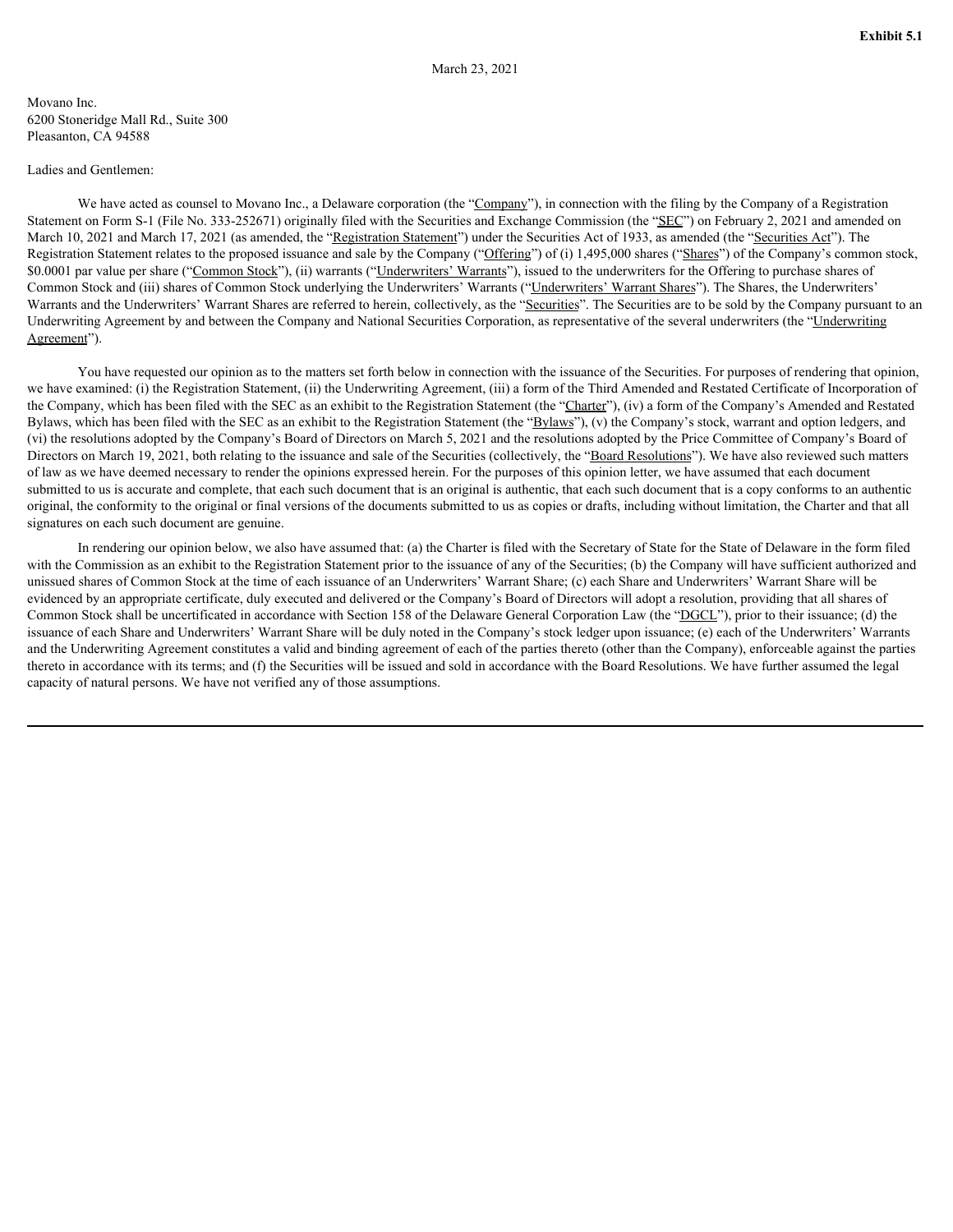**Exhibit 5.1**

March 23, 2021

Movano Inc.
6200 Stoneridge Mall Rd., Suite 300
Pleasanton, CA 94588

Ladies and Gentlemen:

We have acted as counsel to Movano Inc., a Delaware corporation (the "Company"), in connection with the filing by the Company of a Registration Statement on Form S-1 (File No. 333-252671) originally filed with the Securities and Exchange Commission (the "SEC") on February 2, 2021 and amended on March 10, 2021 and March 17, 2021 (as amended, the "Registration Statement") under the Securities Act of 1933, as amended (the "Securities Act"). The Registration Statement relates to the proposed issuance and sale by the Company ("Offering") of (i) 1,495,000 shares ("Shares") of the Company's common stock, $0.0001 par value per share ("Common Stock"), (ii) warrants ("Underwriters' Warrants"), issued to the underwriters for the Offering to purchase shares of Common Stock and (iii) shares of Common Stock underlying the Underwriters' Warrants ("Underwriters' Warrant Shares"). The Shares, the Underwriters' Warrants and the Underwriters' Warrant Shares are referred to herein, collectively, as the "Securities". The Securities are to be sold by the Company pursuant to an Underwriting Agreement by and between the Company and National Securities Corporation, as representative of the several underwriters (the "Underwriting Agreement").

You have requested our opinion as to the matters set forth below in connection with the issuance of the Securities. For purposes of rendering that opinion, we have examined: (i) the Registration Statement, (ii) the Underwriting Agreement, (iii) a form of the Third Amended and Restated Certificate of Incorporation of the Company, which has been filed with the SEC as an exhibit to the Registration Statement (the "Charter"), (iv) a form of the Company's Amended and Restated Bylaws, which has been filed with the SEC as an exhibit to the Registration Statement (the "Bylaws"), (v) the Company's stock, warrant and option ledgers, and (vi) the resolutions adopted by the Company's Board of Directors on March 5, 2021 and the resolutions adopted by the Price Committee of Company's Board of Directors on March 19, 2021, both relating to the issuance and sale of the Securities (collectively, the "Board Resolutions"). We have also reviewed such matters of law as we have deemed necessary to render the opinions expressed herein. For the purposes of this opinion letter, we have assumed that each document submitted to us is accurate and complete, that each such document that is an original is authentic, that each such document that is a copy conforms to an authentic original, the conformity to the original or final versions of the documents submitted to us as copies or drafts, including without limitation, the Charter and that all signatures on each such document are genuine.

In rendering our opinion below, we also have assumed that: (a) the Charter is filed with the Secretary of State for the State of Delaware in the form filed with the Commission as an exhibit to the Registration Statement prior to the issuance of any of the Securities; (b) the Company will have sufficient authorized and unissued shares of Common Stock at the time of each issuance of an Underwriters' Warrant Share; (c) each Share and Underwriters' Warrant Share will be evidenced by an appropriate certificate, duly executed and delivered or the Company's Board of Directors will adopt a resolution, providing that all shares of Common Stock shall be uncertificated in accordance with Section 158 of the Delaware General Corporation Law (the "DGCL"), prior to their issuance; (d) the issuance of each Share and Underwriters' Warrant Share will be duly noted in the Company's stock ledger upon issuance; (e) each of the Underwriters' Warrants and the Underwriting Agreement constitutes a valid and binding agreement of each of the parties thereto (other than the Company), enforceable against the parties thereto in accordance with its terms; and (f) the Securities will be issued and sold in accordance with the Board Resolutions. We have further assumed the legal capacity of natural persons. We have not verified any of those assumptions.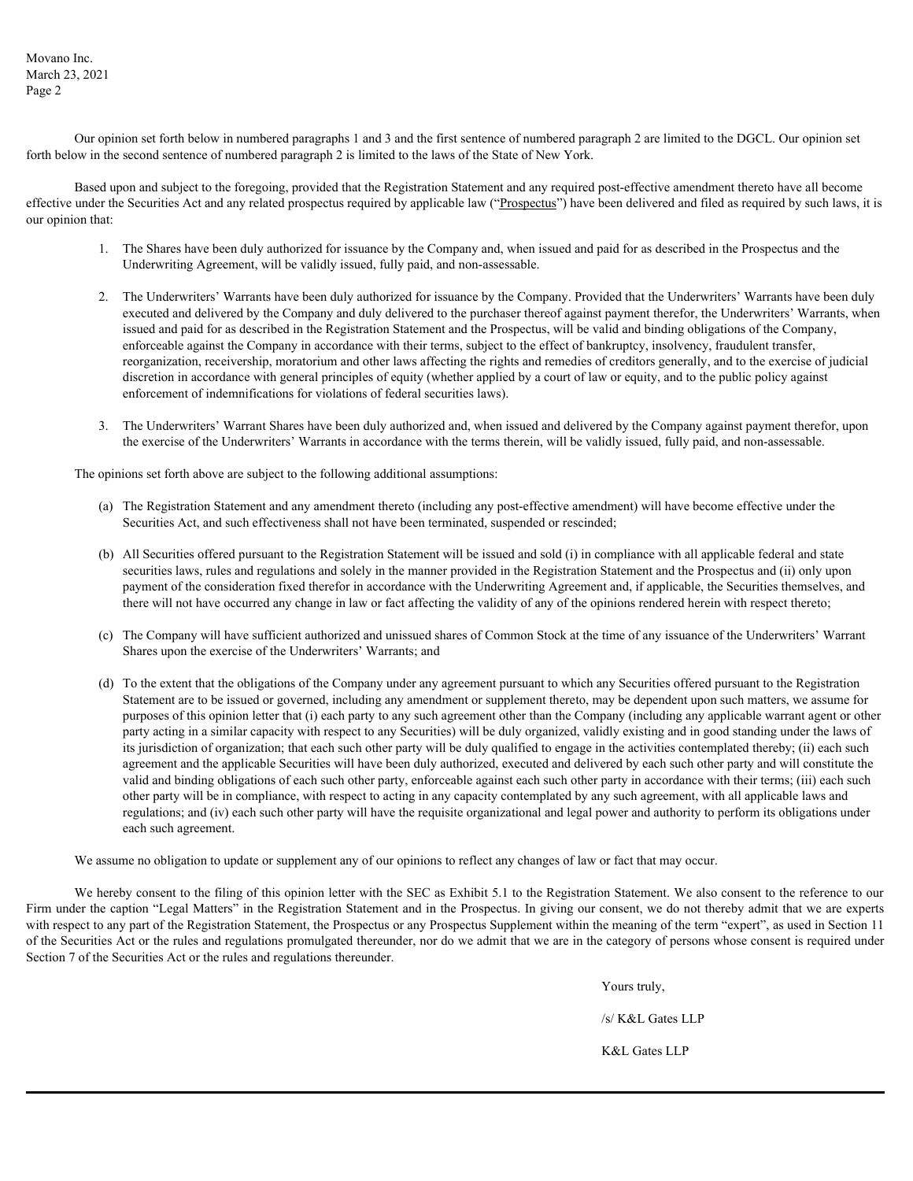Our opinion set forth below in numbered paragraphs 1 and 3 and the first sentence of numbered paragraph 2 are limited to the DGCL. Our opinion set forth below in the second sentence of numbered paragraph 2 is limited to the laws of the State of New York.

Based upon and subject to the foregoing, provided that the Registration Statement and any required post-effective amendment thereto have all become effective under the Securities Act and any related prospectus required by applicable law ("Prospectus") have been delivered and filed as required by such laws, it is our opinion that:

1. The Shares have been duly authorized for issuance by the Company and, when issued and paid for as described in the Prospectus and the Underwriting Agreement, will be validly issued, fully paid, and non-assessable.

2. The Underwriters' Warrants have been duly authorized for issuance by the Company. Provided that the Underwriters' Warrants have been duly executed and delivered by the Company and duly delivered to the purchaser thereof against payment therefor, the Underwriters' Warrants, when issued and paid for as described in the Registration Statement and the Prospectus, will be valid and binding obligations of the Company, enforceable against the Company in accordance with their terms, subject to the effect of bankruptcy, insolvency, fraudulent transfer, reorganization, receivership, moratorium and other laws affecting the rights and remedies of creditors generally, and to the exercise of judicial discretion in accordance with general principles of equity (whether applied by a court of law or equity, and to the public policy against enforcement of indemnifications for violations of federal securities laws).

3. The Underwriters' Warrant Shares have been duly authorized and, when issued and delivered by the Company against payment therefor, upon the exercise of the Underwriters' Warrants in accordance with the terms therein, will be validly issued, fully paid, and non-assessable.

The opinions set forth above are subject to the following additional assumptions:

(a) The Registration Statement and any amendment thereto (including any post-effective amendment) will have become effective under the Securities Act, and such effectiveness shall not have been terminated, suspended or rescinded;

(b) All Securities offered pursuant to the Registration Statement will be issued and sold (i) in compliance with all applicable federal and state securities laws, rules and regulations and solely in the manner provided in the Registration Statement and the Prospectus and (ii) only upon payment of the consideration fixed therefor in accordance with the Underwriting Agreement and, if applicable, the Securities themselves, and there will not have occurred any change in law or fact affecting the validity of any of the opinions rendered herein with respect thereto;

(c) The Company will have sufficient authorized and unissued shares of Common Stock at the time of any issuance of the Underwriters' Warrant Shares upon the exercise of the Underwriters' Warrants; and

(d) To the extent that the obligations of the Company under any agreement pursuant to which any Securities offered pursuant to the Registration Statement are to be issued or governed, including any amendment or supplement thereto, may be dependent upon such matters, we assume for purposes of this opinion letter that (i) each party to any such agreement other than the Company (including any applicable warrant agent or other party acting in a similar capacity with respect to any Securities) will be duly organized, validly existing and in good standing under the laws of its jurisdiction of organization; that each such other party will be duly qualified to engage in the activities contemplated thereby; (ii) each such agreement and the applicable Securities will have been duly authorized, executed and delivered by each such other party and will constitute the valid and binding obligations of each such other party, enforceable against each such other party in accordance with their terms; (iii) each such other party will be in compliance, with respect to acting in any capacity contemplated by any such agreement, with all applicable laws and regulations; and (iv) each such other party will have the requisite organizational and legal power and authority to perform its obligations under each such agreement.

We assume no obligation to update or supplement any of our opinions to reflect any changes of law or fact that may occur.

We hereby consent to the filing of this opinion letter with the SEC as Exhibit 5.1 to the Registration Statement. We also consent to the reference to our Firm under the caption "Legal Matters" in the Registration Statement and in the Prospectus. In giving our consent, we do not thereby admit that we are experts with respect to any part of the Registration Statement, the Prospectus or any Prospectus Supplement within the meaning of the term "expert", as used in Section 11 of the Securities Act or the rules and regulations promulgated thereunder, nor do we admit that we are in the category of persons whose consent is required under Section 7 of the Securities Act or the rules and regulations thereunder.

Yours truly,

/s/ K&L Gates LLP

K&L Gates LLP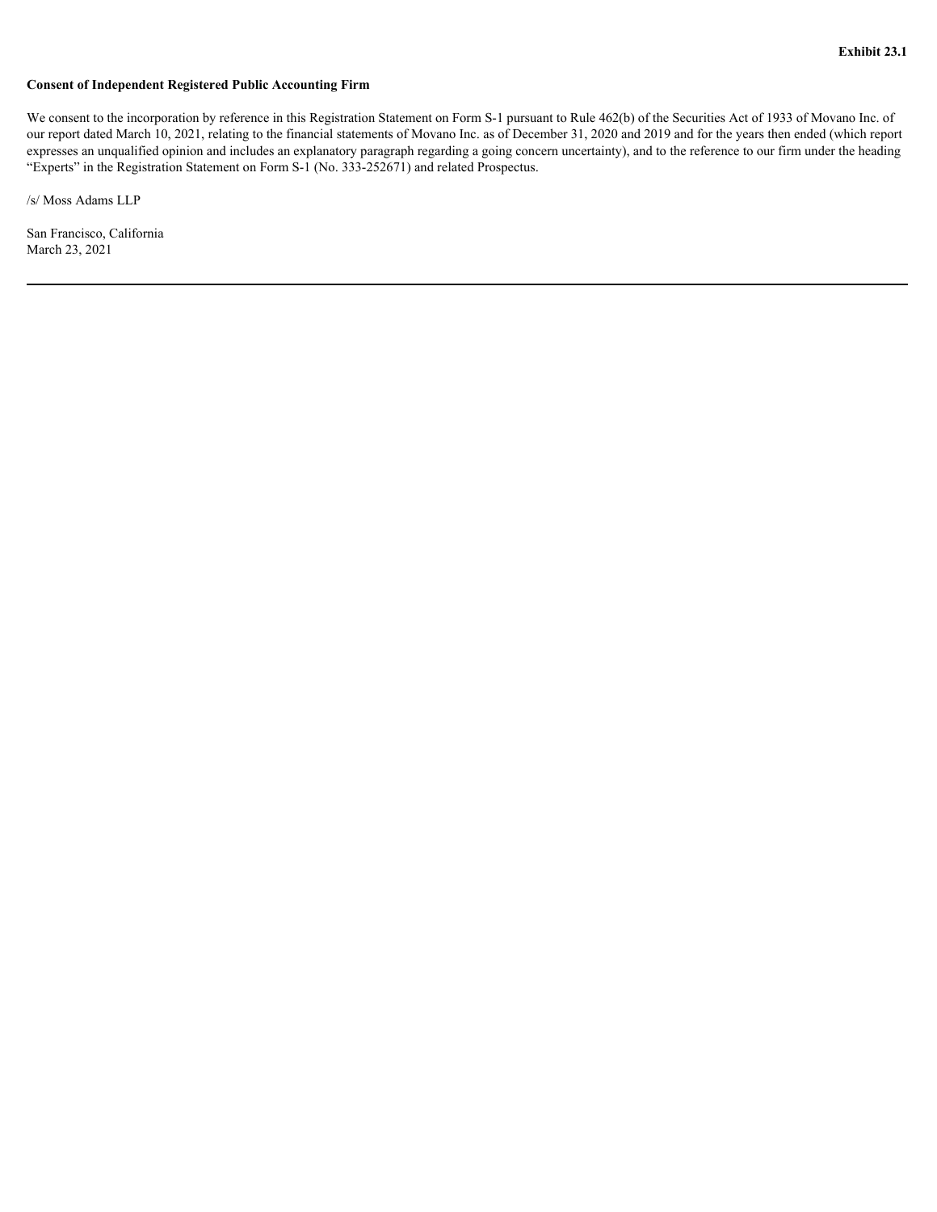**Exhibit 23.1**

**Consent of Independent Registered Public Accounting Firm**

We consent to the incorporation by reference in this Registration Statement on Form S-1 pursuant to Rule 462(b) of the Securities Act of 1933 of Movano Inc. of our report dated March 10, 2021, relating to the financial statements of Movano Inc. as of December 31, 2020 and 2019 and for the years then ended (which report expresses an unqualified opinion and includes an explanatory paragraph regarding a going concern uncertainty), and to the reference to our firm under the heading "Experts" in the Registration Statement on Form S-1 (No. 333-252671) and related Prospectus.

/s/ Moss Adams LLP

San Francisco, California
March 23, 2021